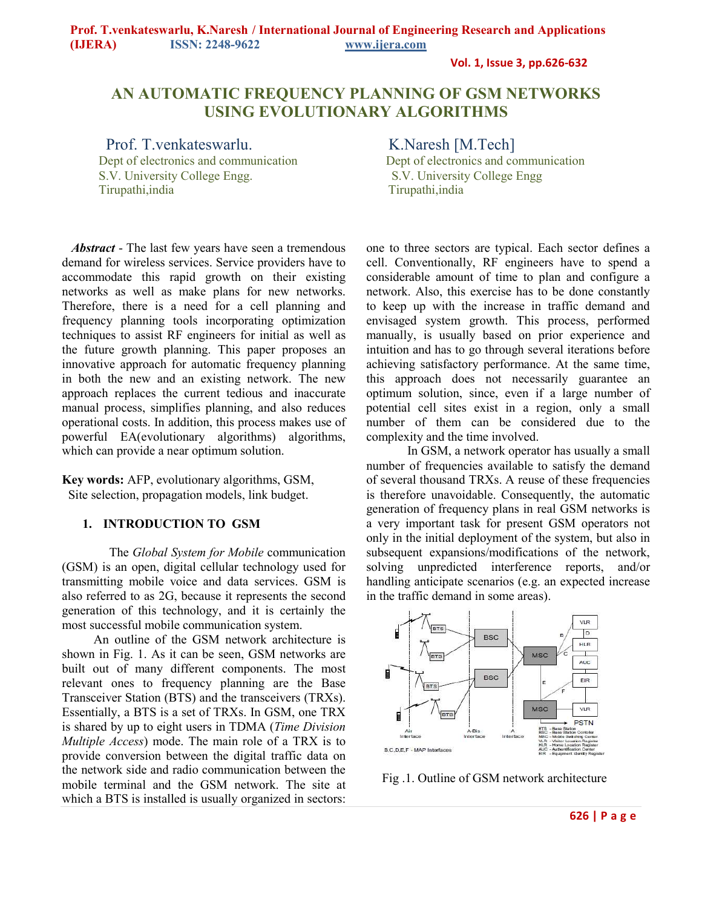# AN AUTOMATIC FREQUENCY PLANNING OF GSM NETWORKS USING EVOLUTIONARY ALGORITHMS

Prof. T.venkateswarlu.
Dept of electronics and communication
S.V. University College Engg.
Tirupathi,india

K.Naresh [M.Tech]
Dept of electronics and communication
S.V. University College Engg
Tirupathi,india

***Abstract*** - The last few years have seen a tremendous demand for wireless services. Service providers have to accommodate this rapid growth on their existing networks as well as make plans for new networks. Therefore, there is a need for a cell planning and frequency planning tools incorporating optimization techniques to assist RF engineers for initial as well as the future growth planning. This paper proposes an innovative approach for automatic frequency planning in both the new and an existing network. The new approach replaces the current tedious and inaccurate manual process, simplifies planning, and also reduces operational costs. In addition, this process makes use of powerful EA(evolutionary algorithms) algorithms, which can provide a near optimum solution.

**Key words:** AFP, evolutionary algorithms, GSM, Site selection, propagation models, link budget.

## 1. INTRODUCTION TO GSM

The *Global System for Mobile* communication (GSM) is an open, digital cellular technology used for transmitting mobile voice and data services. GSM is also referred to as 2G, because it represents the second generation of this technology, and it is certainly the most successful mobile communication system.

An outline of the GSM network architecture is shown in Fig. 1. As it can be seen, GSM networks are built out of many different components. The most relevant ones to frequency planning are the Base Transceiver Station (BTS) and the transceivers (TRXs). Essentially, a BTS is a set of TRXs. In GSM, one TRX is shared by up to eight users in TDMA (*Time Division Multiple Access*) mode. The main role of a TRX is to provide conversion between the digital traffic data on the network side and radio communication between the mobile terminal and the GSM network. The site at which a BTS is installed is usually organized in sectors: one to three sectors are typical. Each sector defines a cell. Conventionally, RF engineers have to spend a considerable amount of time to plan and configure a network. Also, this exercise has to be done constantly to keep up with the increase in traffic demand and envisaged system growth. This process, performed manually, is usually based on prior experience and intuition and has to go through several iterations before achieving satisfactory performance. At the same time, this approach does not necessarily guarantee an optimum solution, since, even if a large number of potential cell sites exist in a region, only a small number of them can be considered due to the complexity and the time involved.

In GSM, a network operator has usually a small number of frequencies available to satisfy the demand of several thousand TRXs. A reuse of these frequencies is therefore unavoidable. Consequently, the automatic generation of frequency plans in real GSM networks is a very important task for present GSM operators not only in the initial deployment of the system, but also in subsequent expansions/modifications of the network, solving unpredicted interference reports, and/or handling anticipate scenarios (e.g. an expected increase in the traffic demand in some areas).

BTS
BTS
BTS
BTS
BSC
BSC
MSC
MSC
VLR
HLR
AUC
EIR
VLR
B
C
D
E
F
PSTN
Air Interface
A-Bis Interface
A Interface
B,C,D,E,F - MAP Interfaces
BTS - Base Station
BSC - Base Station Controller
MSC - Mobile Switching Center
VLR - Visitor Location Register
HLR - Home Location Register
AUC - Authentification Center
EIR - Equipment Identity Register

Fig .1. Outline of GSM network architecture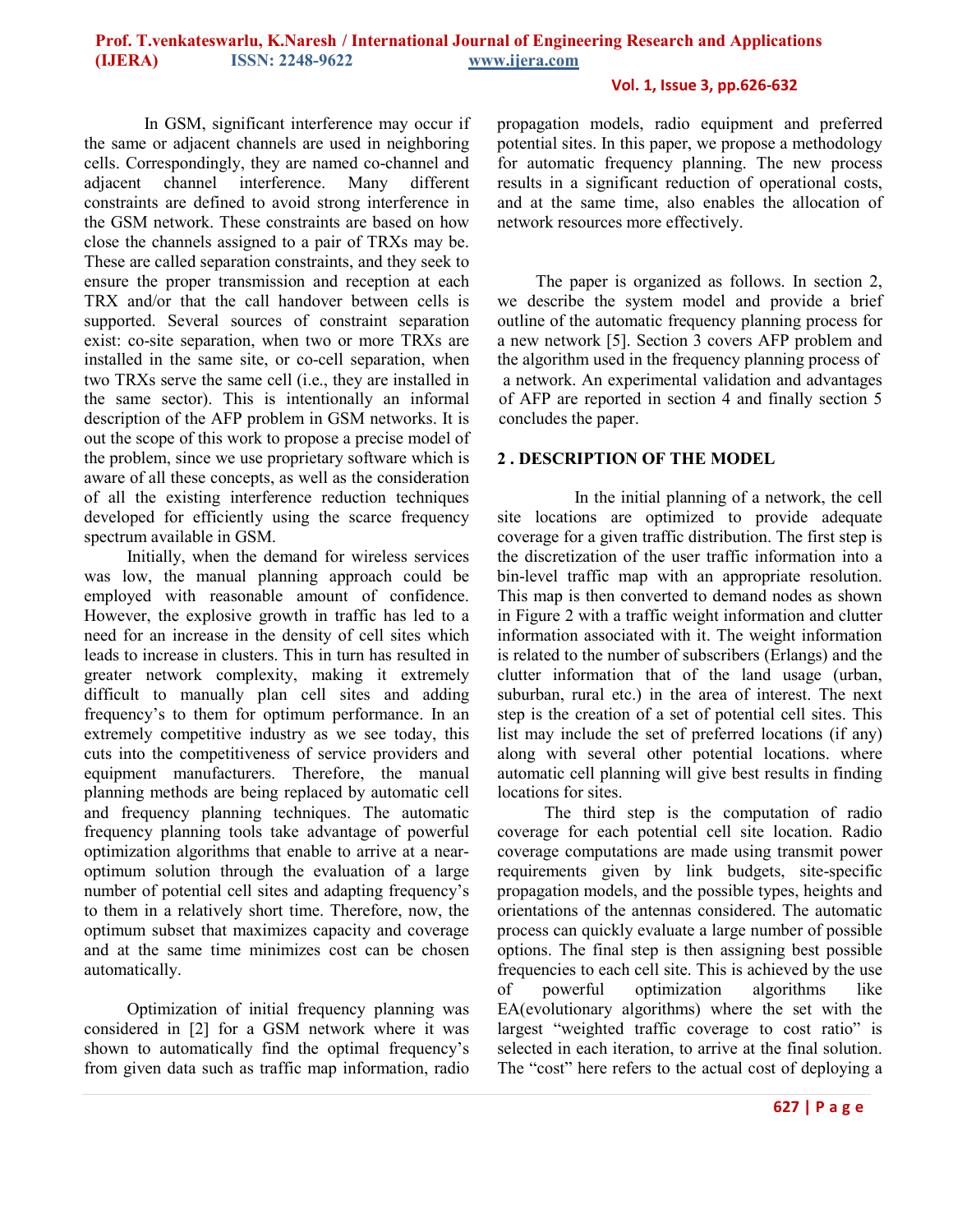In GSM, significant interference may occur if the same or adjacent channels are used in neighboring cells. Correspondingly, they are named co-channel and adjacent channel interference. Many different constraints are defined to avoid strong interference in the GSM network. These constraints are based on how close the channels assigned to a pair of TRXs may be. These are called separation constraints, and they seek to ensure the proper transmission and reception at each TRX and/or that the call handover between cells is supported. Several sources of constraint separation exist: co-site separation, when two or more TRXs are installed in the same site, or co-cell separation, when two TRXs serve the same cell (i.e., they are installed in the same sector). This is intentionally an informal description of the AFP problem in GSM networks. It is out the scope of this work to propose a precise model of the problem, since we use proprietary software which is aware of all these concepts, as well as the consideration of all the existing interference reduction techniques developed for efficiently using the scarce frequency spectrum available in GSM.

Initially, when the demand for wireless services was low, the manual planning approach could be employed with reasonable amount of confidence. However, the explosive growth in traffic has led to a need for an increase in the density of cell sites which leads to increase in clusters. This in turn has resulted in greater network complexity, making it extremely difficult to manually plan cell sites and adding frequency's to them for optimum performance. In an extremely competitive industry as we see today, this cuts into the competitiveness of service providers and equipment manufacturers. Therefore, the manual planning methods are being replaced by automatic cell and frequency planning techniques. The automatic frequency planning tools take advantage of powerful optimization algorithms that enable to arrive at a near-optimum solution through the evaluation of a large number of potential cell sites and adapting frequency's to them in a relatively short time. Therefore, now, the optimum subset that maximizes capacity and coverage and at the same time minimizes cost can be chosen automatically.

Optimization of initial frequency planning was considered in [2] for a GSM network where it was shown to automatically find the optimal frequency's from given data such as traffic map information, radio propagation models, radio equipment and preferred potential sites. In this paper, we propose a methodology for automatic frequency planning. The new process results in a significant reduction of operational costs, and at the same time, also enables the allocation of network resources more effectively.

The paper is organized as follows. In section 2, we describe the system model and provide a brief outline of the automatic frequency planning process for a new network [5]. Section 3 covers AFP problem and the algorithm used in the frequency planning process of a network. An experimental validation and advantages of AFP are reported in section 4 and finally section 5 concludes the paper.

## 2 . DESCRIPTION OF THE MODEL

In the initial planning of a network, the cell site locations are optimized to provide adequate coverage for a given traffic distribution. The first step is the discretization of the user traffic information into a bin-level traffic map with an appropriate resolution. This map is then converted to demand nodes as shown in Figure 2 with a traffic weight information and clutter information associated with it. The weight information is related to the number of subscribers (Erlangs) and the clutter information that of the land usage (urban, suburban, rural etc.) in the area of interest. The next step is the creation of a set of potential cell sites. This list may include the set of preferred locations (if any) along with several other potential locations. where automatic cell planning will give best results in finding locations for sites.

The third step is the computation of radio coverage for each potential cell site location. Radio coverage computations are made using transmit power requirements given by link budgets, site-specific propagation models, and the possible types, heights and orientations of the antennas considered. The automatic process can quickly evaluate a large number of possible options. The final step is then assigning best possible frequencies to each cell site. This is achieved by the use of powerful optimization algorithms like EA(evolutionary algorithms) where the set with the largest "weighted traffic coverage to cost ratio" is selected in each iteration, to arrive at the final solution. The "cost" here refers to the actual cost of deploying a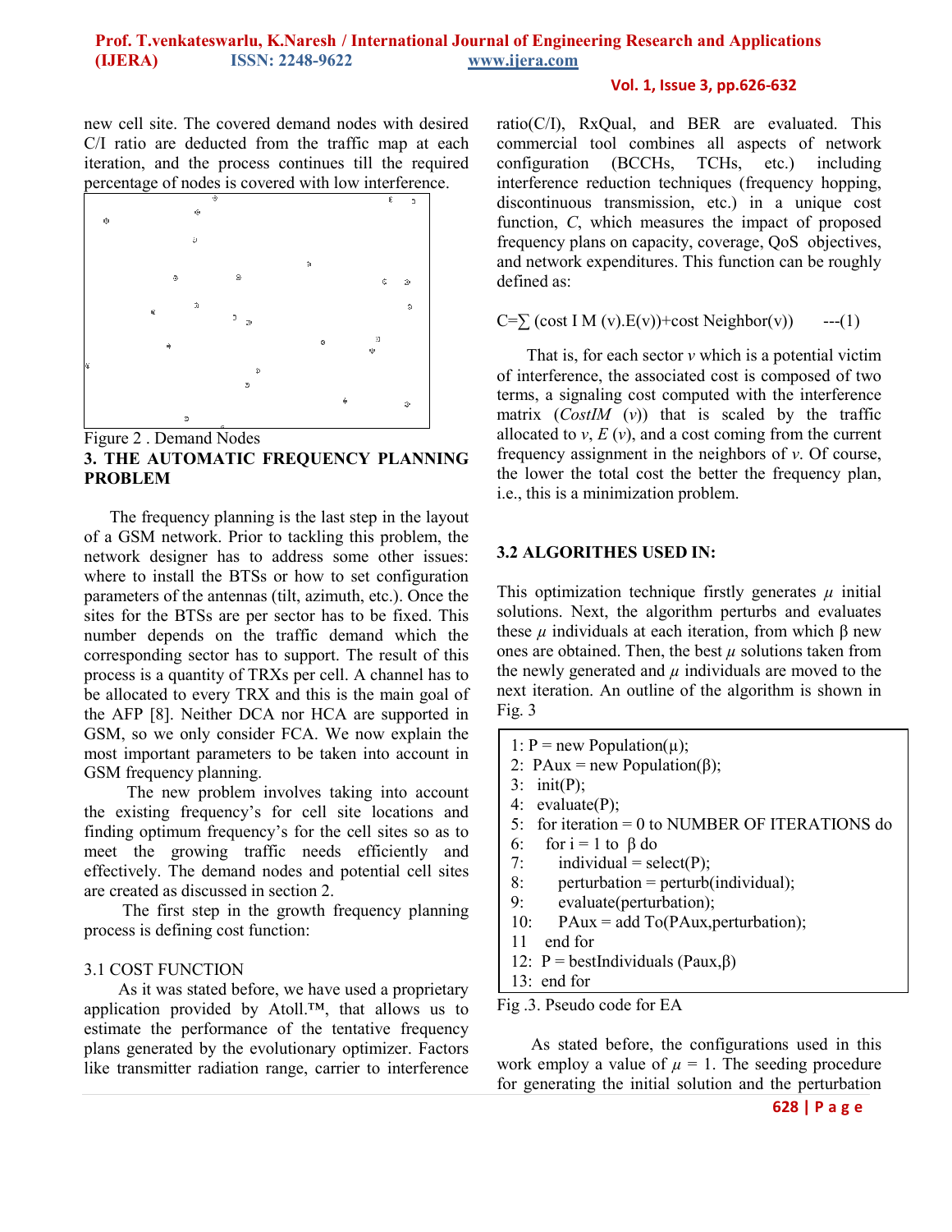new cell site. The covered demand nodes with desired C/I ratio are deducted from the traffic map at each iteration, and the process continues till the required percentage of nodes is covered with low interference.

Figure 2 . Demand Nodes

## 3. THE AUTOMATIC FREQUENCY PLANNING PROBLEM

The frequency planning is the last step in the layout of a GSM network. Prior to tackling this problem, the network designer has to address some other issues: where to install the BTSs or how to set configuration parameters of the antennas (tilt, azimuth, etc.). Once the sites for the BTSs are per sector has to be fixed. This number depends on the traffic demand which the corresponding sector has to support. The result of this process is a quantity of TRXs per cell. A channel has to be allocated to every TRX and this is the main goal of the AFP [8]. Neither DCA nor HCA are supported in GSM, so we only consider FCA. We now explain the most important parameters to be taken into account in GSM frequency planning.

The new problem involves taking into account the existing frequency's for cell site locations and finding optimum frequency's for the cell sites so as to meet the growing traffic needs efficiently and effectively. The demand nodes and potential cell sites are created as discussed in section 2.

The first step in the growth frequency planning process is defining cost function:

### 3.1 COST FUNCTION

As it was stated before, we have used a proprietary application provided by Atoll.™, that allows us to estimate the performance of the tentative frequency plans generated by the evolutionary optimizer. Factors like transmitter radiation range, carrier to interference ratio(C/I), RxQual, and BER are evaluated. This commercial tool combines all aspects of network configuration (BCCHs, TCHs, etc.) including interference reduction techniques (frequency hopping, discontinuous transmission, etc.) in a unique cost function, *C*, which measures the impact of proposed frequency plans on capacity, coverage, QoS objectives, and network expenditures. This function can be roughly defined as:

$$C=\sum (\text{cost I M } (v).E(v))+\text{cost Neighbor}(v)) \quad \text{---(1)}$$

That is, for each sector *v* which is a potential victim of interference, the associated cost is composed of two terms, a signaling cost computed with the interference matrix (*CostIM* (*v*)) that is scaled by the traffic allocated to *v*, *E* (*v*), and a cost coming from the current frequency assignment in the neighbors of *v*. Of course, the lower the total cost the better the frequency plan, i.e., this is a minimization problem.

### 3.2 ALGORITHES USED IN:

This optimization technique firstly generates $\mu$ initial solutions. Next, the algorithm perturbs and evaluates these $\mu$ individuals at each iteration, from which β new ones are obtained. Then, the best $\mu$ solutions taken from the newly generated and $\mu$ individuals are moved to the next iteration. An outline of the algorithm is shown in Fig. 3

```
1: P = new Population(μ);
2:  PAux = new Population(β);
3:  init(P);
4:  evaluate(P);
5:  for iteration = 0 to NUMBER OF ITERATIONS do
6:    for i = 1 to  β do
7:       individual = select(P);
8:       perturbation = perturb(individual);
9:       evaluate(perturbation);
10:      PAux = add To(PAux,perturbation);
11    end for
12:  P = bestIndividuals (Paux,β)
13:  end for
```

Fig .3. Pseudo code for EA

As stated before, the configurations used in this work employ a value of $\mu$ = 1. The seeding procedure for generating the initial solution and the perturbation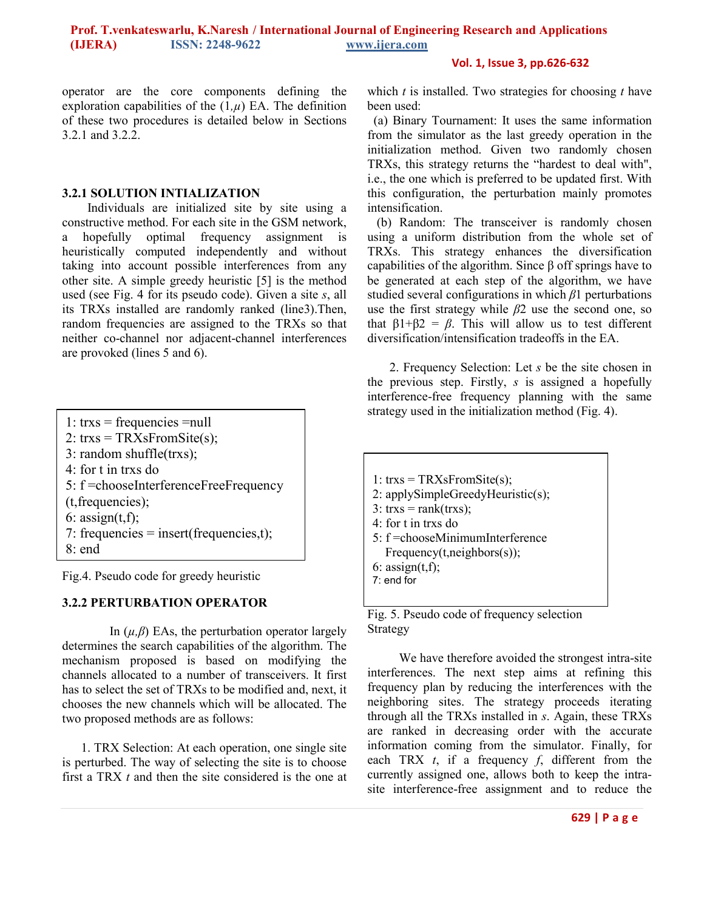operator are the core components defining the exploration capabilities of the $(1,\mu)$ EA. The definition of these two procedures is detailed below in Sections 3.2.1 and 3.2.2.

### 3.2.1 SOLUTION INTIALIZATION

Individuals are initialized site by site using a constructive method. For each site in the GSM network, a hopefully optimal frequency assignment is heuristically computed independently and without taking into account possible interferences from any other site. A simple greedy heuristic [5] is the method used (see Fig. 4 for its pseudo code). Given a site *s*, all its TRXs installed are randomly ranked (line3).Then, random frequencies are assigned to the TRXs so that neither co-channel nor adjacent-channel interferences are provoked (lines 5 and 6).

```
1: trxs = frequencies =null
2: trxs = TRXsFromSite(s);
3: random shuffle(trxs);
4: for t in trxs do
5: f =chooseInterferenceFreeFrequency
(t,frequencies);
6: assign(t,f);
7: frequencies = insert(frequencies,t);
8: end
```

Fig.4. Pseudo code for greedy heuristic

### 3.2.2 PERTURBATION OPERATOR

In $(\mu,\beta)$ EAs, the perturbation operator largely determines the search capabilities of the algorithm. The mechanism proposed is based on modifying the channels allocated to a number of transceivers. It first has to select the set of TRXs to be modified and, next, it chooses the new channels which will be allocated. The two proposed methods are as follows:

1. TRX Selection: At each operation, one single site is perturbed. The way of selecting the site is to choose first a TRX *t* and then the site considered is the one at which *t* is installed. Two strategies for choosing *t* have been used:

(a) Binary Tournament: It uses the same information from the simulator as the last greedy operation in the initialization method. Given two randomly chosen TRXs, this strategy returns the "hardest to deal with", i.e., the one which is preferred to be updated first. With this configuration, the perturbation mainly promotes intensification.

(b) Random: The transceiver is randomly chosen using a uniform distribution from the whole set of TRXs. This strategy enhances the diversification capabilities of the algorithm. Since β off springs have to be generated at each step of the algorithm, we have studied several configurations in which $\beta 1$ perturbations use the first strategy while $\beta 2$ use the second one, so that $\beta 1+\beta 2 = \beta$. This will allow us to test different diversification/intensification tradeoffs in the EA.

2. Frequency Selection: Let *s* be the site chosen in the previous step. Firstly, *s* is assigned a hopefully interference-free frequency planning with the same strategy used in the initialization method (Fig. 4).

```
1: trxs = TRXsFromSite(s);
2: applySimpleGreedyHeuristic(s);
3: trxs = rank(trxs);
4: for t in trxs do
5: f =chooseMinimumInterference
   Frequency(t,neighbors(s));
6: assign(t,f);
7: end for
```

Fig. 5. Pseudo code of frequency selection Strategy

We have therefore avoided the strongest intra-site interferences. The next step aims at refining this frequency plan by reducing the interferences with the neighboring sites. The strategy proceeds iterating through all the TRXs installed in *s*. Again, these TRXs are ranked in decreasing order with the accurate information coming from the simulator. Finally, for each TRX *t*, if a frequency *f*, different from the currently assigned one, allows both to keep the intra-site interference-free assignment and to reduce the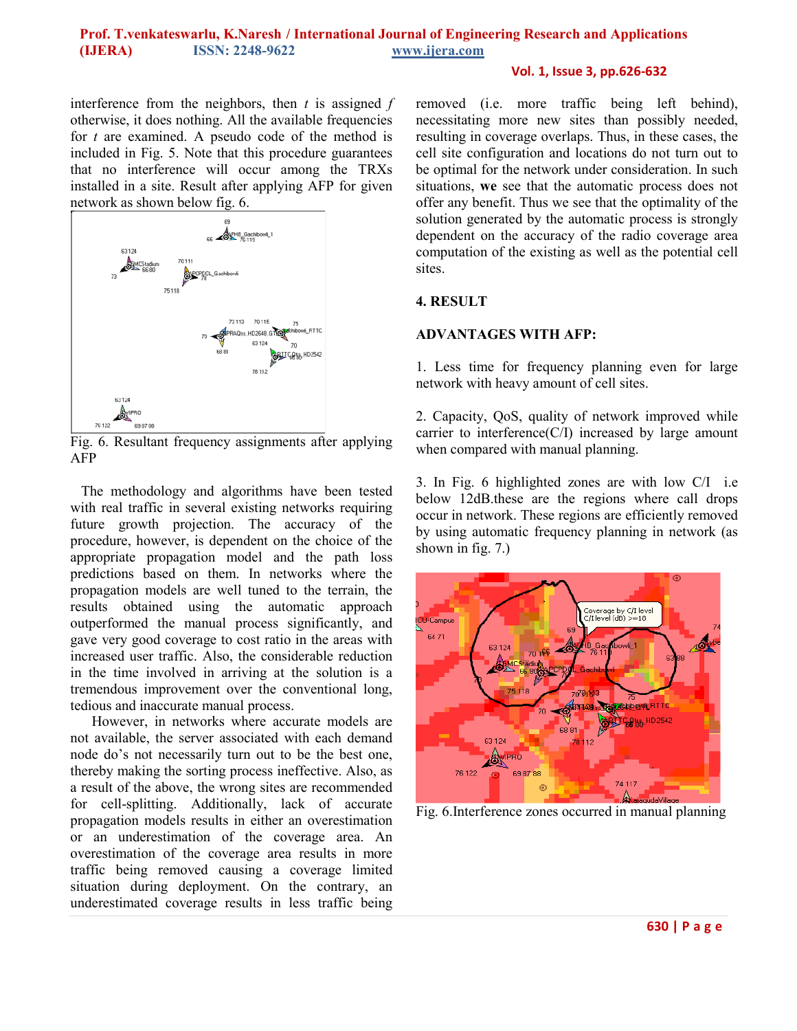interference from the neighbors, then *t* is assigned *f* otherwise, it does nothing. All the available frequencies for *t* are examined. A pseudo code of the method is included in Fig. 5. Note that this procedure guarantees that no interference will occur among the TRXs installed in a site. Result after applying AFP for given network as shown below fig. 6.

Fig. 6. Resultant frequency assignments after applying AFP

The methodology and algorithms have been tested with real traffic in several existing networks requiring future growth projection. The accuracy of the procedure, however, is dependent on the choice of the appropriate propagation model and the path loss predictions based on them. In networks where the propagation models are well tuned to the terrain, the results obtained using the automatic approach outperformed the manual process significantly, and gave very good coverage to cost ratio in the areas with increased user traffic. Also, the considerable reduction in the time involved in arriving at the solution is a tremendous improvement over the conventional long, tedious and inaccurate manual process.

However, in networks where accurate models are not available, the server associated with each demand node do's not necessarily turn out to be the best one, thereby making the sorting process ineffective. Also, as a result of the above, the wrong sites are recommended for cell-splitting. Additionally, lack of accurate propagation models results in either an overestimation or an underestimation of the coverage area. An overestimation of the coverage area results in more traffic being removed causing a coverage limited situation during deployment. On the contrary, an underestimated coverage results in less traffic being removed (i.e. more traffic being left behind), necessitating more new sites than possibly needed, resulting in coverage overlaps. Thus, in these cases, the cell site configuration and locations do not turn out to be optimal for the network under consideration. In such situations, **we** see that the automatic process does not offer any benefit. Thus we see that the optimality of the solution generated by the automatic process is strongly dependent on the accuracy of the radio coverage area computation of the existing as well as the potential cell sites.

## 4. RESULT

### ADVANTAGES WITH AFP:

1. Less time for frequency planning even for large network with heavy amount of cell sites.

2. Capacity, QoS, quality of network improved while carrier to interference(C/I) increased by large amount when compared with manual planning.

3. In Fig. 6 highlighted zones are with low C/I i.e below 12dB.these are the regions where call drops occur in network. These regions are efficiently removed by using automatic frequency planning in network (as shown in fig. 7.)

Fig. 6.Interference zones occurred in manual planning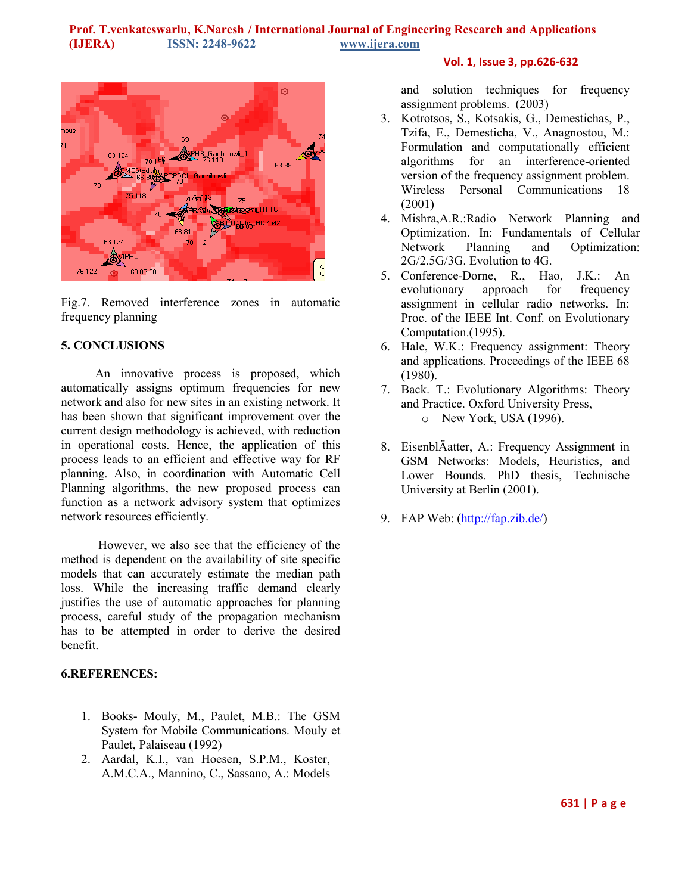Fig.7. Removed interference zones in automatic frequency planning

## 5. CONCLUSIONS

An innovative process is proposed, which automatically assigns optimum frequencies for new network and also for new sites in an existing network. It has been shown that significant improvement over the current design methodology is achieved, with reduction in operational costs. Hence, the application of this process leads to an efficient and effective way for RF planning. Also, in coordination with Automatic Cell Planning algorithms, the new proposed process can function as a network advisory system that optimizes network resources efficiently.

However, we also see that the efficiency of the method is dependent on the availability of site specific models that can accurately estimate the median path loss. While the increasing traffic demand clearly justifies the use of automatic approaches for planning process, careful study of the propagation mechanism has to be attempted in order to derive the desired benefit.

## 6.REFERENCES:

1. Books- Mouly, M., Paulet, M.B.: The GSM System for Mobile Communications. Mouly et Paulet, Palaiseau (1992)
2. Aardal, K.I., van Hoesen, S.P.M., Koster, A.M.C.A., Mannino, C., Sassano, A.: Models and solution techniques for frequency assignment problems. (2003)
3. Kotrotsos, S., Kotsakis, G., Demestichas, P., Tzifa, E., Demesticha, V., Anagnostou, M.: Formulation and computationally efficient algorithms for an interference-oriented version of the frequency assignment problem. Wireless Personal Communications 18 (2001)
4. Mishra,A.R.:Radio Network Planning and Optimization. In: Fundamentals of Cellular Network Planning and Optimization: 2G/2.5G/3G. Evolution to 4G.
5. Conference-Dorne, R., Hao, J.K.: An evolutionary approach for frequency assignment in cellular radio networks. In: Proc. of the IEEE Int. Conf. on Evolutionary Computation.(1995).
6. Hale, W.K.: Frequency assignment: Theory and applications. Proceedings of the IEEE 68 (1980).
7. Back. T.: Evolutionary Algorithms: Theory and Practice. Oxford University Press,
   - New York, USA (1996).
8. EisenblÄatter, A.: Frequency Assignment in GSM Networks: Models, Heuristics, and Lower Bounds. PhD thesis, Technische University at Berlin (2001).
9. FAP Web: (http://fap.zib.de/)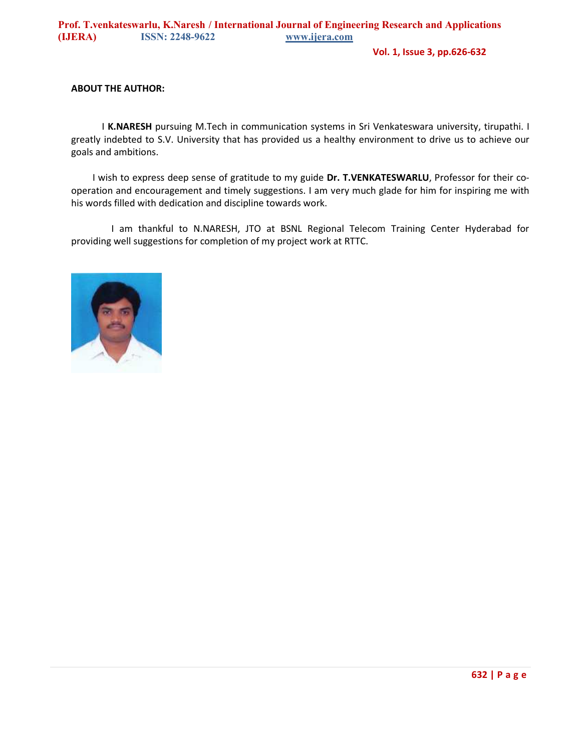**ABOUT THE AUTHOR:**

I **K.NARESH** pursuing M.Tech in communication systems in Sri Venkateswara university, tirupathi. I greatly indebted to S.V. University that has provided us a healthy environment to drive us to achieve our goals and ambitions.

I wish to express deep sense of gratitude to my guide **Dr. T.VENKATESWARLU**, Professor for their co-operation and encouragement and timely suggestions. I am very much glade for him for inspiring me with his words filled with dedication and discipline towards work.

I am thankful to N.NARESH, JTO at BSNL Regional Telecom Training Center Hyderabad for providing well suggestions for completion of my project work at RTTC.